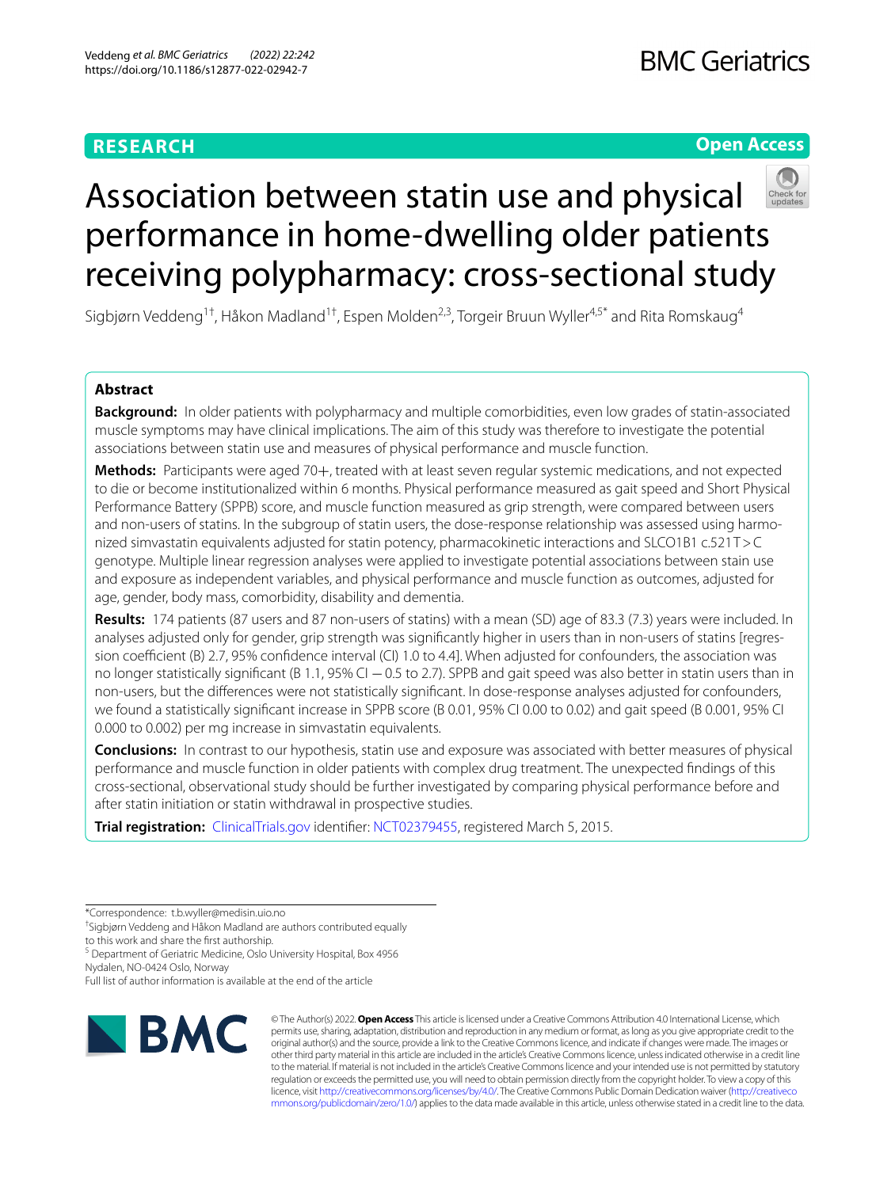RESEARCH

Open Access

# Association between statin use and physical performance in home-dwelling older patients receiving polypharmacy: cross-sectional study

Sigbjørn Veddeng[1†], Håkon Madland[1†], Espen Molden[2,3], Torgeir Bruun Wyller[4,5*] and Rita Romskaug[4]

## Abstract

**Background:** In older patients with polypharmacy and multiple comorbidities, even low grades of statin-associated muscle symptoms may have clinical implications. The aim of this study was therefore to investigate the potential associations between statin use and measures of physical performance and muscle function.

**Methods:** Participants were aged 70+, treated with at least seven regular systemic medications, and not expected to die or become institutionalized within 6 months. Physical performance measured as gait speed and Short Physical Performance Battery (SPPB) score, and muscle function measured as grip strength, were compared between users and non-users of statins. In the subgroup of statin users, the dose-response relationship was assessed using harmonized simvastatin equivalents adjusted for statin potency, pharmacokinetic interactions and SLCO1B1 c.521T>C genotype. Multiple linear regression analyses were applied to investigate potential associations between stain use and exposure as independent variables, and physical performance and muscle function as outcomes, adjusted for age, gender, body mass, comorbidity, disability and dementia.

**Results:** 174 patients (87 users and 87 non-users of statins) with a mean (SD) age of 83.3 (7.3) years were included. In analyses adjusted only for gender, grip strength was significantly higher in users than in non-users of statins [regression coefficient (B) 2.7, 95% confidence interval (CI) 1.0 to 4.4]. When adjusted for confounders, the association was no longer statistically significant (B 1.1, 95% CI −0.5 to 2.7). SPPB and gait speed was also better in statin users than in non-users, but the differences were not statistically significant. In dose-response analyses adjusted for confounders, we found a statistically significant increase in SPPB score (B 0.01, 95% CI 0.00 to 0.02) and gait speed (B 0.001, 95% CI 0.000 to 0.002) per mg increase in simvastatin equivalents.

**Conclusions:** In contrast to our hypothesis, statin use and exposure was associated with better measures of physical performance and muscle function in older patients with complex drug treatment. The unexpected findings of this cross-sectional, observational study should be further investigated by comparing physical performance before and after statin initiation or statin withdrawal in prospective studies.

**Trial registration:** ClinicalTrials.gov identifier: NCT02379455, registered March 5, 2015.

*Correspondence: t.b.wyller@medisin.uio.no

†Sigbjørn Veddeng and Håkon Madland are authors contributed equally to this work and share the first authorship.

[5] Department of Geriatric Medicine, Oslo University Hospital, Box 4956 Nydalen, NO-0424 Oslo, Norway

Full list of author information is available at the end of the article

© The Author(s) 2022. **Open Access** This article is licensed under a Creative Commons Attribution 4.0 International License, which permits use, sharing, adaptation, distribution and reproduction in any medium or format, as long as you give appropriate credit to the original author(s) and the source, provide a link to the Creative Commons licence, and indicate if changes were made. The images or other third party material in this article are included in the article's Creative Commons licence, unless indicated otherwise in a credit line to the material. If material is not included in the article's Creative Commons licence and your intended use is not permitted by statutory regulation or exceeds the permitted use, you will need to obtain permission directly from the copyright holder. To view a copy of this licence, visit http://creativecommons.org/licenses/by/4.0/. The Creative Commons Public Domain Dedication waiver (http://creativecommons.org/publicdomain/zero/1.0/) applies to the data made available in this article, unless otherwise stated in a credit line to the data.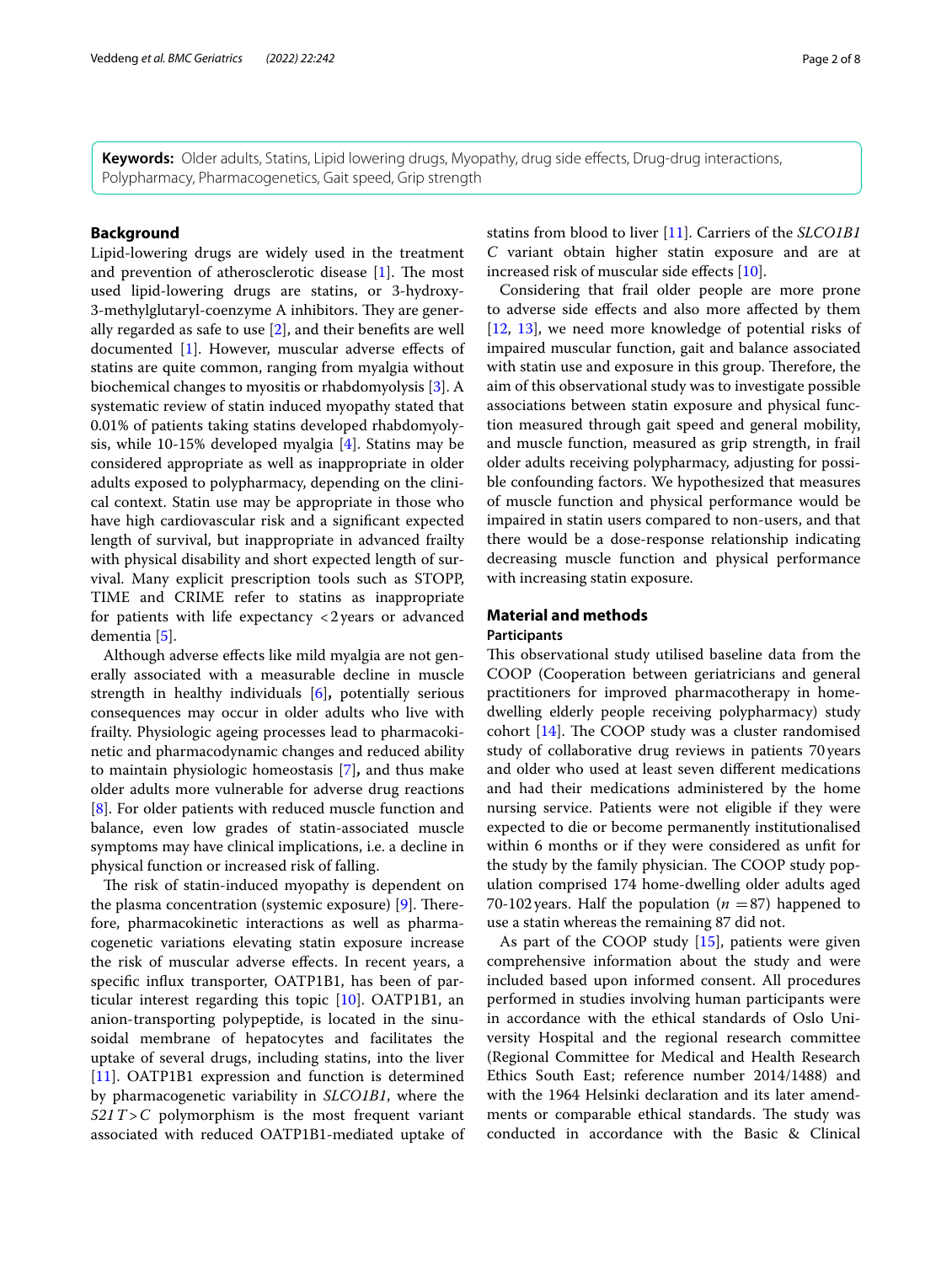**Keywords:** Older adults, Statins, Lipid lowering drugs, Myopathy, drug side effects, Drug-drug interactions, Polypharmacy, Pharmacogenetics, Gait speed, Grip strength

## Background

Lipid-lowering drugs are widely used in the treatment and prevention of atherosclerotic disease [1]. The most used lipid-lowering drugs are statins, or 3-hydroxy-3-methylglutaryl-coenzyme A inhibitors. They are generally regarded as safe to use [2], and their benefits are well documented [1]. However, muscular adverse effects of statins are quite common, ranging from myalgia without biochemical changes to myositis or rhabdomyolysis [3]. A systematic review of statin induced myopathy stated that 0.01% of patients taking statins developed rhabdomyolysis, while 10-15% developed myalgia [4]. Statins may be considered appropriate as well as inappropriate in older adults exposed to polypharmacy, depending on the clinical context. Statin use may be appropriate in those who have high cardiovascular risk and a significant expected length of survival, but inappropriate in advanced frailty with physical disability and short expected length of survival. Many explicit prescription tools such as STOPP, TIME and CRIME refer to statins as inappropriate for patients with life expectancy <2 years or advanced dementia [5].

Although adverse effects like mild myalgia are not generally associated with a measurable decline in muscle strength in healthy individuals [6]**,** potentially serious consequences may occur in older adults who live with frailty. Physiologic ageing processes lead to pharmacokinetic and pharmacodynamic changes and reduced ability to maintain physiologic homeostasis [7]**,** and thus make older adults more vulnerable for adverse drug reactions [8]. For older patients with reduced muscle function and balance, even low grades of statin-associated muscle symptoms may have clinical implications, i.e. a decline in physical function or increased risk of falling.

The risk of statin-induced myopathy is dependent on the plasma concentration (systemic exposure) [9]. Therefore, pharmacokinetic interactions as well as pharmacogenetic variations elevating statin exposure increase the risk of muscular adverse effects. In recent years, a specific influx transporter, OATP1B1, has been of particular interest regarding this topic [10]. OATP1B1, an anion-transporting polypeptide, is located in the sinusoidal membrane of hepatocytes and facilitates the uptake of several drugs, including statins, into the liver [11]. OATP1B1 expression and function is determined by pharmacogenetic variability in *SLCO1B1*, where the *521T>C* polymorphism is the most frequent variant associated with reduced OATP1B1-mediated uptake of statins from blood to liver [11]. Carriers of the *SLCO1B1 C* variant obtain higher statin exposure and are at increased risk of muscular side effects [10].

Considering that frail older people are more prone to adverse side effects and also more affected by them [12, 13], we need more knowledge of potential risks of impaired muscular function, gait and balance associated with statin use and exposure in this group. Therefore, the aim of this observational study was to investigate possible associations between statin exposure and physical function measured through gait speed and general mobility, and muscle function, measured as grip strength, in frail older adults receiving polypharmacy, adjusting for possible confounding factors. We hypothesized that measures of muscle function and physical performance would be impaired in statin users compared to non-users, and that there would be a dose-response relationship indicating decreasing muscle function and physical performance with increasing statin exposure.

## Material and methods

### Participants

This observational study utilised baseline data from the COOP (Cooperation between geriatricians and general practitioners for improved pharmacotherapy in home-dwelling elderly people receiving polypharmacy) study cohort [14]. The COOP study was a cluster randomised study of collaborative drug reviews in patients 70 years and older who used at least seven different medications and had their medications administered by the home nursing service. Patients were not eligible if they were expected to die or become permanently institutionalised within 6 months or if they were considered as unfit for the study by the family physician. The COOP study population comprised 174 home-dwelling older adults aged 70-102 years. Half the population ($n = 87$) happened to use a statin whereas the remaining 87 did not.

As part of the COOP study [15], patients were given comprehensive information about the study and were included based upon informed consent. All procedures performed in studies involving human participants were in accordance with the ethical standards of Oslo University Hospital and the regional research committee (Regional Committee for Medical and Health Research Ethics South East; reference number 2014/1488) and with the 1964 Helsinki declaration and its later amendments or comparable ethical standards. The study was conducted in accordance with the Basic & Clinical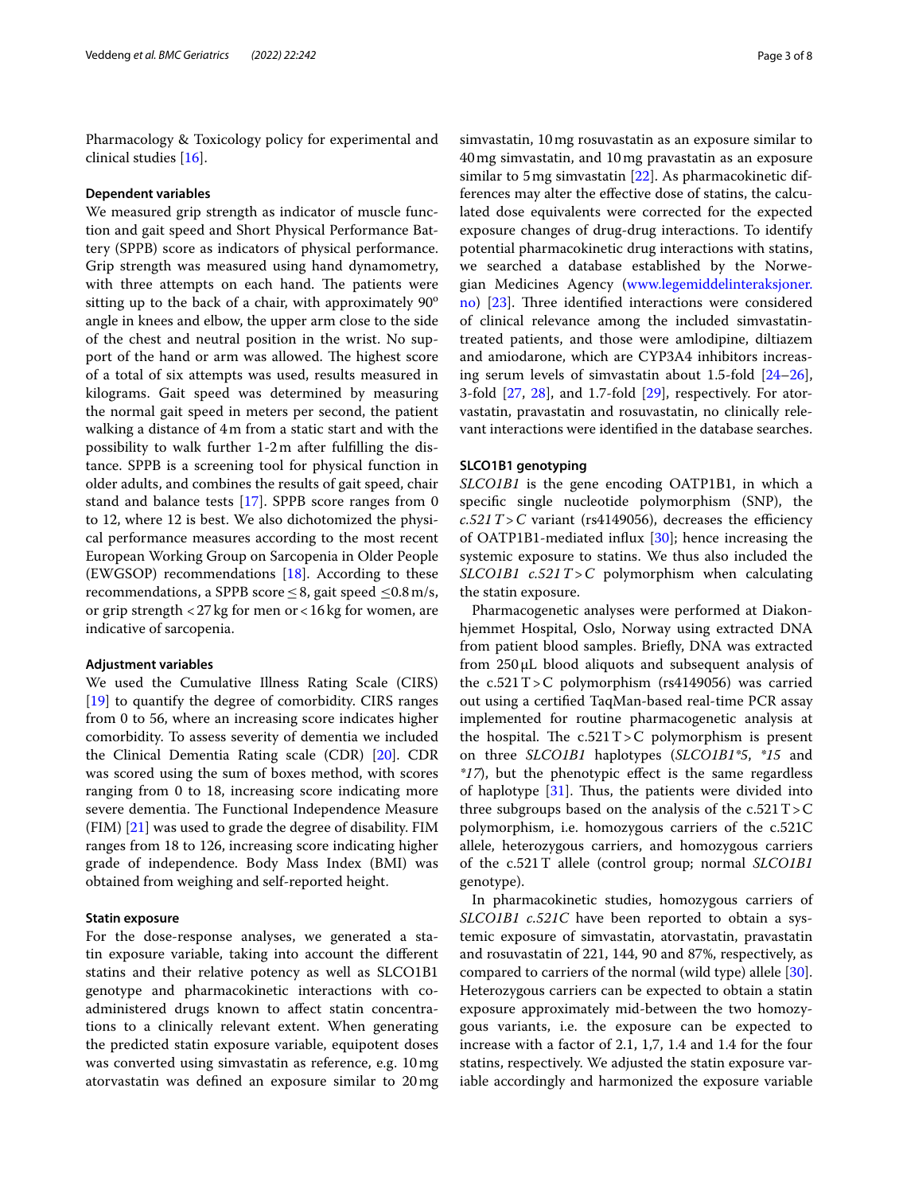Pharmacology & Toxicology policy for experimental and clinical studies [16].

### Dependent variables

We measured grip strength as indicator of muscle function and gait speed and Short Physical Performance Battery (SPPB) score as indicators of physical performance. Grip strength was measured using hand dynamometry, with three attempts on each hand. The patients were sitting up to the back of a chair, with approximately 90º angle in knees and elbow, the upper arm close to the side of the chest and neutral position in the wrist. No support of the hand or arm was allowed. The highest score of a total of six attempts was used, results measured in kilograms. Gait speed was determined by measuring the normal gait speed in meters per second, the patient walking a distance of 4 m from a static start and with the possibility to walk further 1-2 m after fulfilling the distance. SPPB is a screening tool for physical function in older adults, and combines the results of gait speed, chair stand and balance tests [17]. SPPB score ranges from 0 to 12, where 12 is best. We also dichotomized the physical performance measures according to the most recent European Working Group on Sarcopenia in Older People (EWGSOP) recommendations [18]. According to these recommendations, a SPPB score $\leq 8$, gait speed $\leq 0.8$ m/s, or grip strength $<27$ kg for men or $<16$ kg for women, are indicative of sarcopenia.

### Adjustment variables

We used the Cumulative Illness Rating Scale (CIRS) [19] to quantify the degree of comorbidity. CIRS ranges from 0 to 56, where an increasing score indicates higher comorbidity. To assess severity of dementia we included the Clinical Dementia Rating scale (CDR) [20]. CDR was scored using the sum of boxes method, with scores ranging from 0 to 18, increasing score indicating more severe dementia. The Functional Independence Measure (FIM) [21] was used to grade the degree of disability. FIM ranges from 18 to 126, increasing score indicating higher grade of independence. Body Mass Index (BMI) was obtained from weighing and self-reported height.

### Statin exposure

For the dose-response analyses, we generated a statin exposure variable, taking into account the different statins and their relative potency as well as SLCO1B1 genotype and pharmacokinetic interactions with co-administered drugs known to affect statin concentrations to a clinically relevant extent. When generating the predicted statin exposure variable, equipotent doses was converted using simvastatin as reference, e.g. 10 mg atorvastatin was defined an exposure similar to 20 mg simvastatin, 10 mg rosuvastatin as an exposure similar to 40 mg simvastatin, and 10 mg pravastatin as an exposure similar to 5 mg simvastatin [22]. As pharmacokinetic differences may alter the effective dose of statins, the calculated dose equivalents were corrected for the expected exposure changes of drug-drug interactions. To identify potential pharmacokinetic drug interactions with statins, we searched a database established by the Norwegian Medicines Agency (www.legemiddelinteraksjoner.no) [23]. Three identified interactions were considered of clinical relevance among the included simvastatin-treated patients, and those were amlodipine, diltiazem and amiodarone, which are CYP3A4 inhibitors increasing serum levels of simvastatin about 1.5-fold [24–26], 3-fold [27, 28], and 1.7-fold [29], respectively. For atorvastatin, pravastatin and rosuvastatin, no clinically relevant interactions were identified in the database searches.

### SLCO1B1 genotyping

*SLCO1B1* is the gene encoding OATP1B1, in which a specific single nucleotide polymorphism (SNP), the *c.521 T > C* variant (rs4149056), decreases the efficiency of OATP1B1-mediated influx [30]; hence increasing the systemic exposure to statins. We thus also included the *SLCO1B1 c.521 T > C* polymorphism when calculating the statin exposure.

Pharmacogenetic analyses were performed at Diakonhjemmet Hospital, Oslo, Norway using extracted DNA from patient blood samples. Briefly, DNA was extracted from 250 μL blood aliquots and subsequent analysis of the c.521 T > C polymorphism (rs4149056) was carried out using a certified TaqMan-based real-time PCR assay implemented for routine pharmacogenetic analysis at the hospital. The c.521 T > C polymorphism is present on three *SLCO1B1* haplotypes (*SLCO1B1\*5*, *\*15* and *\*17*), but the phenotypic effect is the same regardless of haplotype [31]. Thus, the patients were divided into three subgroups based on the analysis of the c.521 T > C polymorphism, i.e. homozygous carriers of the c.521C allele, heterozygous carriers, and homozygous carriers of the c.521 T allele (control group; normal *SLCO1B1* genotype).

In pharmacokinetic studies, homozygous carriers of *SLCO1B1 c.521C* have been reported to obtain a systemic exposure of simvastatin, atorvastatin, pravastatin and rosuvastatin of 221, 144, 90 and 87%, respectively, as compared to carriers of the normal (wild type) allele [30]. Heterozygous carriers can be expected to obtain a statin exposure approximately mid-between the two homozygous variants, i.e. the exposure can be expected to increase with a factor of 2.1, 1,7, 1.4 and 1.4 for the four statins, respectively. We adjusted the statin exposure variable accordingly and harmonized the exposure variable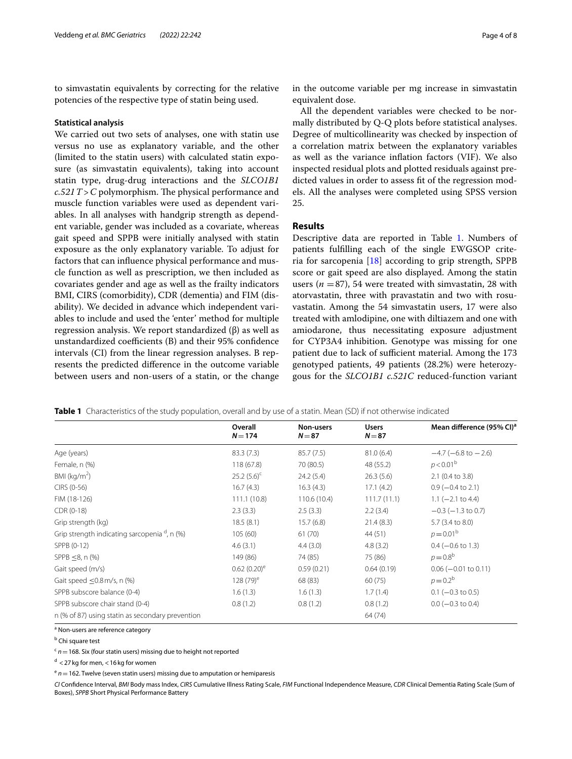to simvastatin equivalents by correcting for the relative potencies of the respective type of statin being used.

### Statistical analysis

We carried out two sets of analyses, one with statin use versus no use as explanatory variable, and the other (limited to the statin users) with calculated statin exposure (as simvastatin equivalents), taking into account statin type, drug-drug interactions and the *SLCO1B1 c.521 T > C* polymorphism. The physical performance and muscle function variables were used as dependent variables. In all analyses with handgrip strength as dependent variable, gender was included as a covariate, whereas gait speed and SPPB were initially analysed with statin exposure as the only explanatory variable. To adjust for factors that can influence physical performance and muscle function as well as prescription, we then included as covariates gender and age as well as the frailty indicators BMI, CIRS (comorbidity), CDR (dementia) and FIM (disability). We decided in advance which independent variables to include and used the 'enter' method for multiple regression analysis. We report standardized (β) as well as unstandardized coefficients (B) and their 95% confidence intervals (CI) from the linear regression analyses. B represents the predicted difference in the outcome variable between users and non-users of a statin, or the change in the outcome variable per mg increase in simvastatin equivalent dose.

All the dependent variables were checked to be normally distributed by Q-Q plots before statistical analyses. Degree of multicollinearity was checked by inspection of a correlation matrix between the explanatory variables as well as the variance inflation factors (VIF). We also inspected residual plots and plotted residuals against predicted values in order to assess fit of the regression models. All the analyses were completed using SPSS version 25.

## Results

Descriptive data are reported in Table 1. Numbers of patients fulfilling each of the single EWGSOP criteria for sarcopenia [18] according to grip strength, SPPB score or gait speed are also displayed. Among the statin users ($n = 87$), 54 were treated with simvastatin, 28 with atorvastatin, three with pravastatin and two with rosuvastatin. Among the 54 simvastatin users, 17 were also treated with amlodipine, one with diltiazem and one with amiodarone, thus necessitating exposure adjustment for CYP3A4 inhibition. Genotype was missing for one patient due to lack of sufficient material. Among the 173 genotyped patients, 49 patients (28.2%) were heterozygous for the *SLCO1B1 c.521C* reduced-function variant

**Table 1** Characteristics of the study population, overall and by use of a statin. Mean (SD) if not otherwise indicated

| | Overall $N = 174$ | Non-users $N = 87$ | Users $N = 87$ | Mean difference (95% CI)[a] |
|---|---|---|---|---|
| Age (years) | 83.3 (7.3) | 85.7 (7.5) | 81.0 (6.4) | −4.7 (−6.8 to −2.6) |
| Female, n (%) | 118 (67.8) | 70 (80.5) | 48 (55.2) | $p < 0.01$[b] |
| BMI (kg/m$^2$) | 25.2 (5.6)[c] | 24.2 (5.4) | 26.3 (5.6) | 2.1 (0.4 to 3.8) |
| CIRS (0-56) | 16.7 (4.3) | 16.3 (4.3) | 17.1 (4.2) | 0.9 (−0.4 to 2.1) |
| FIM (18-126) | 111.1 (10.8) | 110.6 (10.4) | 111.7 (11.1) | 1.1 (−2.1 to 4.4) |
| CDR (0-18) | 2.3 (3.3) | 2.5 (3.3) | 2.2 (3.4) | −0.3 (−1.3 to 0.7) |
| Grip strength (kg) | 18.5 (8.1) | 15.7 (6.8) | 21.4 (8.3) | 5.7 (3.4 to 8.0) |
| Grip strength indicating sarcopenia [d], n (%) | 105 (60) | 61 (70) | 44 (51) | $p = 0.01$[b] |
| SPPB (0-12) | 4.6 (3.1) | 4.4 (3.0) | 4.8 (3.2) | 0.4 (−0.6 to 1.3) |
| SPPB ≤8, n (%) | 149 (86) | 74 (85) | 75 (86) | $p = 0.8$[b] |
| Gait speed (m/s) | 0.62 (0.20)[e] | 0.59 (0.21) | 0.64 (0.19) | 0.06 (−0.01 to 0.11) |
| Gait speed ≤0.8 m/s, n (%) | 128 (79)[e] | 68 (83) | 60 (75) | $p = 0.2$[b] |
| SPPB subscore balance (0-4) | 1.6 (1.3) | 1.6 (1.3) | 1.7 (1.4) | 0.1 (−0.3 to 0.5) |
| SPPB subscore chair stand (0-4) | 0.8 (1.2) | 0.8 (1.2) | 0.8 (1.2) | 0.0 (−0.3 to 0.4) |
| n (% of 87) using statin as secondary prevention | | | 64 (74) | |

[a] Non-users are reference category

[b] Chi square test

[c] $n = 168$. Six (four statin users) missing due to height not reported

[d] < 27 kg for men, < 16 kg for women

[e] $n = 162$. Twelve (seven statin users) missing due to amputation or hemiparesis

*CI* Confidence Interval, *BMI* Body mass Index, *CIRS* Cumulative Illness Rating Scale, *FIM* Functional Independence Measure, *CDR* Clinical Dementia Rating Scale (Sum of Boxes), *SPPB* Short Physical Performance Battery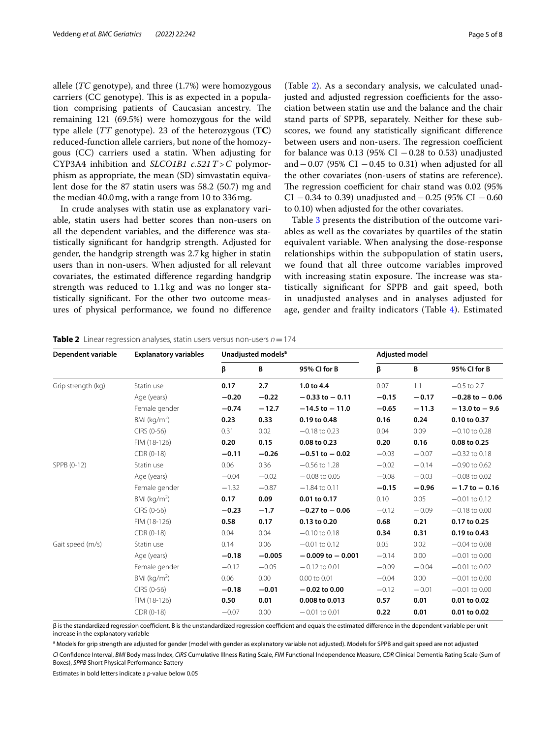allele (*TC* genotype), and three (1.7%) were homozygous carriers (CC genotype). This is as expected in a population comprising patients of Caucasian ancestry. The remaining 121 (69.5%) were homozygous for the wild type allele (*TT* genotype). 23 of the heterozygous (**TC**) reduced-function allele carriers, but none of the homozygous (CC) carriers used a statin. When adjusting for CYP3A4 inhibition and *SLCO1B1 c.521 T>C* polymorphism as appropriate, the mean (SD) simvastatin equivalent dose for the 87 statin users was 58.2 (50.7) mg and the median 40.0 mg, with a range from 10 to 336 mg.

In crude analyses with statin use as explanatory variable, statin users had better scores than non-users on all the dependent variables, and the difference was statistically significant for handgrip strength. Adjusted for gender, the handgrip strength was 2.7 kg higher in statin users than in non-users. When adjusted for all relevant covariates, the estimated difference regarding handgrip strength was reduced to 1.1 kg and was no longer statistically significant. For the other two outcome measures of physical performance, we found no difference (Table 2). As a secondary analysis, we calculated unadjusted and adjusted regression coefficients for the association between statin use and the balance and the chair stand parts of SPPB, separately. Neither for these subscores, we found any statistically significant difference between users and non-users. The regression coefficient for balance was 0.13 (95% CI −0.28 to 0.53) unadjusted and −0.07 (95% CI −0.45 to 0.31) when adjusted for all the other covariates (non-users of statins are reference). The regression coefficient for chair stand was 0.02 (95% CI −0.34 to 0.39) unadjusted and −0.25 (95% CI −0.60 to 0.10) when adjusted for the other covariates.

Table 3 presents the distribution of the outcome variables as well as the covariates by quartiles of the statin equivalent variable. When analysing the dose-response relationships within the subpopulation of statin users, we found that all three outcome variables improved with increasing statin exposure. The increase was statistically significant for SPPB and gait speed, both in unadjusted analyses and in analyses adjusted for age, gender and frailty indicators (Table 4). Estimated

**Table 2** Linear regression analyses, statin users versus non-users $n = 174$

| Dependent variable | Explanatory variables | Unadjusted models[a] | | | Adjusted model | | |
|---|---|---|---|---|---|---|---|
| | | β | B | 95% CI for B | β | B | 95% CI for B |
| Grip strength (kg) | Statin use | **0.17** | **2.7** | **1.0 to 4.4** | 0.07 | 1.1 | −0.5 to 2.7 |
| | Age (years) | **−0.20** | **−0.22** | **−0.33 to −0.11** | **−0.15** | **−0.17** | **−0.28 to −0.06** |
| | Female gender | **−0.74** | **−12.7** | **−14.5 to −11.0** | **−0.65** | **−11.3** | **−13.0 to −9.6** |
| | BMI (kg/m$^2$) | **0.23** | **0.33** | **0.19 to 0.48** | **0.16** | **0.24** | **0.10 to 0.37** |
| | CIRS (0-56) | 0.31 | 0.02 | −0.18 to 0.23 | 0.04 | 0.09 | −0.10 to 0.28 |
| | FIM (18-126) | **0.20** | **0.15** | **0.08 to 0.23** | **0.20** | **0.16** | **0.08 to 0.25** |
| | CDR (0-18) | **−0.11** | **−0.26** | **−0.51 to −0.02** | −0.03 | −0.07 | −0.32 to 0.18 |
| SPPB (0-12) | Statin use | 0.06 | 0.36 | −0.56 to 1.28 | −0.02 | −0.14 | −0.90 to 0.62 |
| | Age (years) | −0.04 | −0.02 | −0.08 to 0.05 | −0.08 | −0.03 | −0.08 to 0.02 |
| | Female gender | −1.32 | −0.87 | −1.84 to 0.11 | **−0.15** | **−0.96** | **−1.7 to −0.16** |
| | BMI (kg/m$^2$) | **0.17** | **0.09** | **0.01 to 0.17** | 0.10 | 0.05 | −0.01 to 0.12 |
| | CIRS (0-56) | **−0.23** | **−1.7** | **−0.27 to −0.06** | −0.12 | −0.09 | −0.18 to 0.00 |
| | FIM (18-126) | **0.58** | **0.17** | **0.13 to 0.20** | **0.68** | **0.21** | **0.17 to 0.25** |
| | CDR (0-18) | 0.04 | 0.04 | −0.10 to 0.18 | **0.34** | **0.31** | **0.19 to 0.43** |
| Gait speed (m/s) | Statin use | 0.14 | 0.06 | −0.01 to 0.12 | 0.05 | 0.02 | −0.04 to 0.08 |
| | Age (years) | **−0.18** | **−0.005** | **−0.009 to −0.001** | −0.14 | 0.00 | −0.01 to 0.00 |
| | Female gender | −0.12 | −0.05 | −0.12 to 0.01 | −0.09 | −0.04 | −0.01 to 0.02 |
| | BMI (kg/m$^2$) | 0.06 | 0.00 | 0.00 to 0.01 | −0.04 | 0.00 | −0.01 to 0.00 |
| | CIRS (0-56) | **−0.18** | **−0.01** | **−0.02 to 0.00** | −0.12 | −0.01 | −0.01 to 0.00 |
| | FIM (18-126) | **0.50** | **0.01** | **0.008 to 0.013** | **0.57** | **0.01** | **0.01 to 0.02** |
| | CDR (0-18) | −0.07 | 0.00 | −0.01 to 0.01 | **0.22** | **0.01** | **0.01 to 0.02** |

β is the standardized regression coefficient. B is the unstandardized regression coefficient and equals the estimated difference in the dependent variable per unit increase in the explanatory variable

[a] Models for grip strength are adjusted for gender (model with gender as explanatory variable not adjusted). Models for SPPB and gait speed are not adjusted

*CI* Confidence Interval, *BMI* Body mass Index, *CIRS* Cumulative Illness Rating Scale, *FIM* Functional Independence Measure, *CDR* Clinical Dementia Rating Scale (Sum of Boxes), *SPPB* Short Physical Performance Battery

Estimates in bold letters indicate a *p*-value below 0.05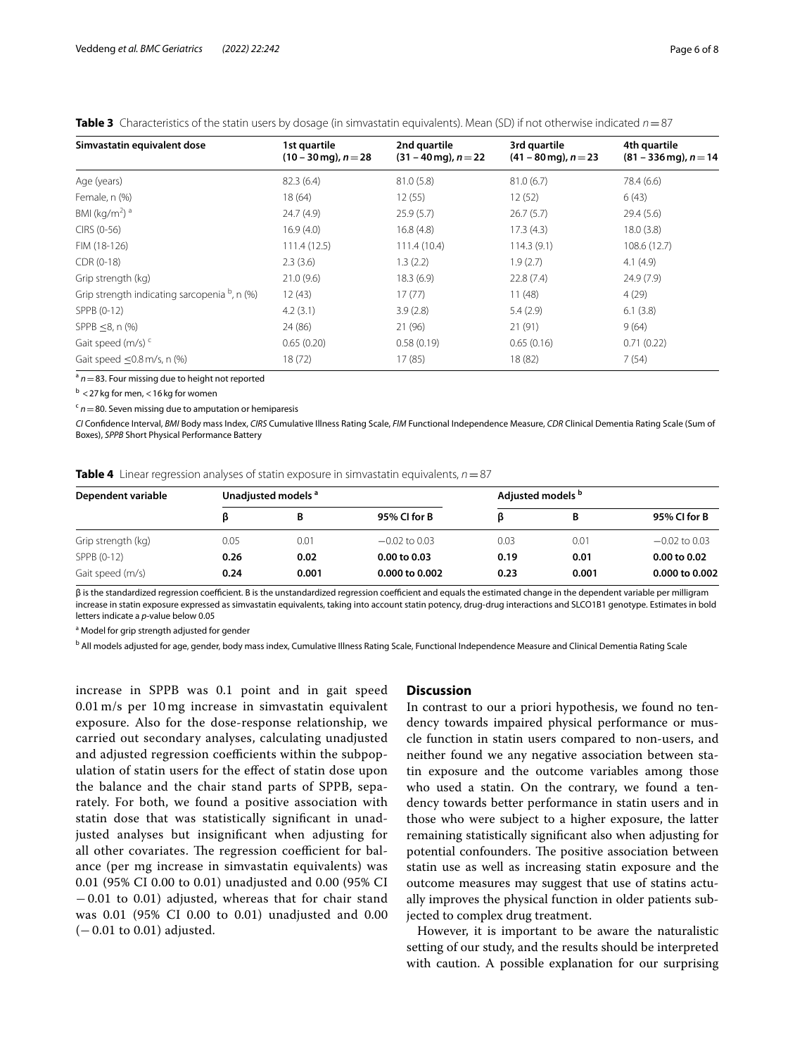**Table 3** Characteristics of the statin users by dosage (in simvastatin equivalents). Mean (SD) if not otherwise indicated $n = 87$

| Simvastatin equivalent dose | 1st quartile (10 – 30 mg), $n = 28$ | 2nd quartile (31 – 40 mg), $n = 22$ | 3rd quartile (41 – 80 mg), $n = 23$ | 4th quartile (81 – 336 mg), $n = 14$ |
|---|---|---|---|---|
| Age (years) | 82.3 (6.4) | 81.0 (5.8) | 81.0 (6.7) | 78.4 (6.6) |
| Female, n (%) | 18 (64) | 12 (55) | 12 (52) | 6 (43) |
| BMI (kg/m$^2$) [a] | 24.7 (4.9) | 25.9 (5.7) | 26.7 (5.7) | 29.4 (5.6) |
| CIRS (0-56) | 16.9 (4.0) | 16.8 (4.8) | 17.3 (4.3) | 18.0 (3.8) |
| FIM (18-126) | 111.4 (12.5) | 111.4 (10.4) | 114.3 (9.1) | 108.6 (12.7) |
| CDR (0-18) | 2.3 (3.6) | 1.3 (2.2) | 1.9 (2.7) | 4.1 (4.9) |
| Grip strength (kg) | 21.0 (9.6) | 18.3 (6.9) | 22.8 (7.4) | 24.9 (7.9) |
| Grip strength indicating sarcopenia [b], n (%) | 12 (43) | 17 (77) | 11 (48) | 4 (29) |
| SPPB (0-12) | 4.2 (3.1) | 3.9 (2.8) | 5.4 (2.9) | 6.1 (3.8) |
| SPPB ≤8, n (%) | 24 (86) | 21 (96) | 21 (91) | 9 (64) |
| Gait speed (m/s) [c] | 0.65 (0.20) | 0.58 (0.19) | 0.65 (0.16) | 0.71 (0.22) |
| Gait speed ≤0.8 m/s, n (%) | 18 (72) | 17 (85) | 18 (82) | 7 (54) |

[a] $n = 83$. Four missing due to height not reported

[b] < 27 kg for men, < 16 kg for women

[c] $n = 80$. Seven missing due to amputation or hemiparesis

*CI* Confidence Interval, *BMI* Body mass Index, *CIRS* Cumulative Illness Rating Scale, *FIM* Functional Independence Measure, *CDR* Clinical Dementia Rating Scale (Sum of Boxes), *SPPB* Short Physical Performance Battery

**Table 4** Linear regression analyses of statin exposure in simvastatin equivalents, $n = 87$

| Dependent variable | Unadjusted models [a] | | | Adjusted models [b] | | |
|---|---|---|---|---|---|---|
| | β | B | 95% CI for B | β | B | 95% CI for B |
| Grip strength (kg) | 0.05 | 0.01 | −0.02 to 0.03 | 0.03 | 0.01 | −0.02 to 0.03 |
| SPPB (0-12) | **0.26** | **0.02** | **0.00 to 0.03** | **0.19** | **0.01** | **0.00 to 0.02** |
| Gait speed (m/s) | **0.24** | **0.001** | **0.000 to 0.002** | **0.23** | **0.001** | **0.000 to 0.002** |

β is the standardized regression coefficient. B is the unstandardized regression coefficient and equals the estimated change in the dependent variable per milligram increase in statin exposure expressed as simvastatin equivalents, taking into account statin potency, drug-drug interactions and SLCO1B1 genotype. Estimates in bold letters indicate a *p*-value below 0.05

[a] Model for grip strength adjusted for gender

[b] All models adjusted for age, gender, body mass index, Cumulative Illness Rating Scale, Functional Independence Measure and Clinical Dementia Rating Scale

increase in SPPB was 0.1 point and in gait speed 0.01 m/s per 10 mg increase in simvastatin equivalent exposure. Also for the dose-response relationship, we carried out secondary analyses, calculating unadjusted and adjusted regression coefficients within the subpopulation of statin users for the effect of statin dose upon the balance and the chair stand parts of SPPB, separately. For both, we found a positive association with statin dose that was statistically significant in unadjusted analyses but insignificant when adjusting for all other covariates. The regression coefficient for balance (per mg increase in simvastatin equivalents) was 0.01 (95% CI 0.00 to 0.01) unadjusted and 0.00 (95% CI −0.01 to 0.01) adjusted, whereas that for chair stand was 0.01 (95% CI 0.00 to 0.01) unadjusted and 0.00 (−0.01 to 0.01) adjusted.

## Discussion

In contrast to our a priori hypothesis, we found no tendency towards impaired physical performance or muscle function in statin users compared to non-users, and neither found we any negative association between statin exposure and the outcome variables among those who used a statin. On the contrary, we found a tendency towards better performance in statin users and in those who were subject to a higher exposure, the latter remaining statistically significant also when adjusting for potential confounders. The positive association between statin use as well as increasing statin exposure and the outcome measures may suggest that use of statins actually improves the physical function in older patients subjected to complex drug treatment.

However, it is important to be aware the naturalistic setting of our study, and the results should be interpreted with caution. A possible explanation for our surprising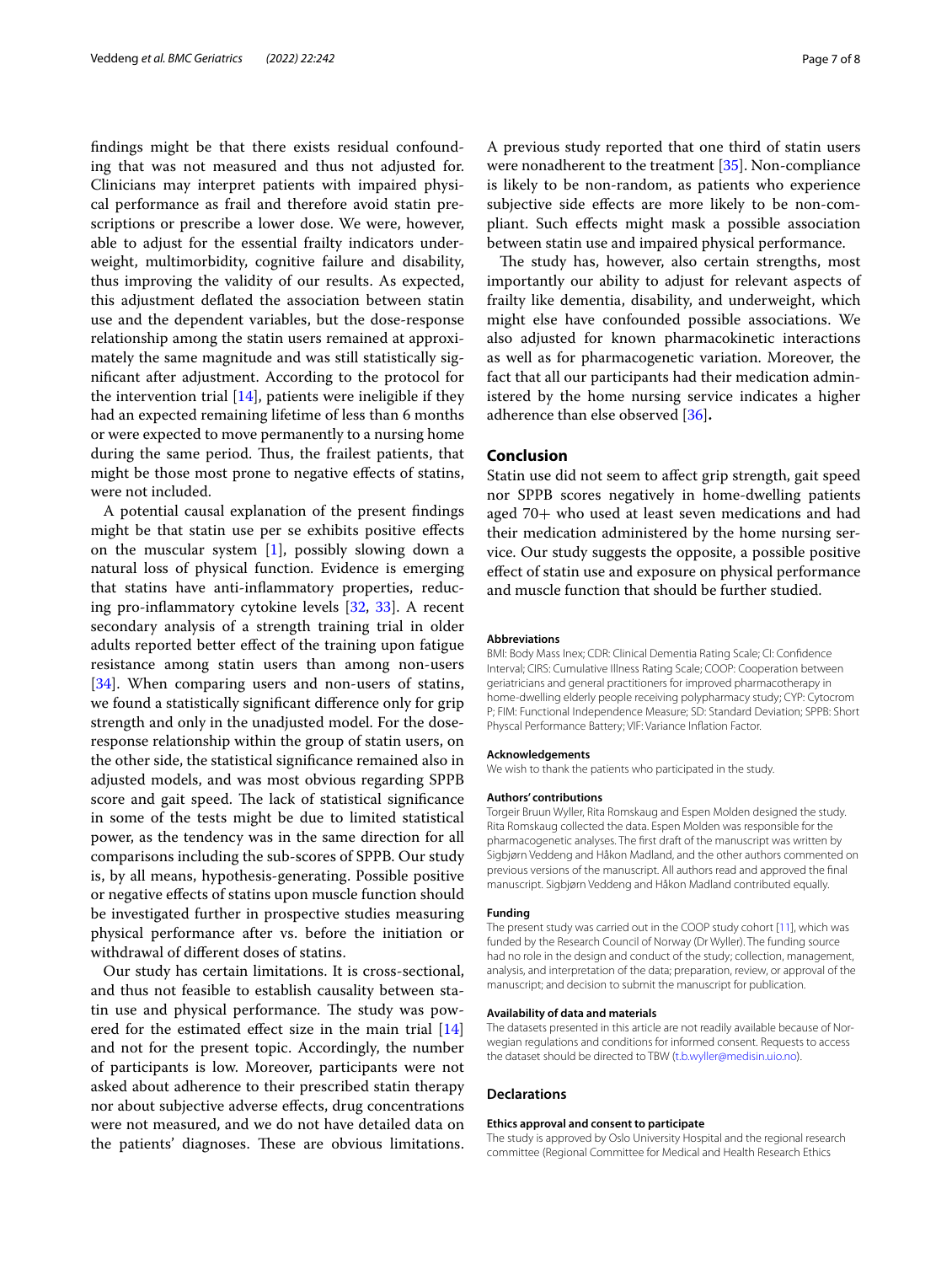findings might be that there exists residual confounding that was not measured and thus not adjusted for. Clinicians may interpret patients with impaired physical performance as frail and therefore avoid statin prescriptions or prescribe a lower dose. We were, however, able to adjust for the essential frailty indicators underweight, multimorbidity, cognitive failure and disability, thus improving the validity of our results. As expected, this adjustment deflated the association between statin use and the dependent variables, but the dose-response relationship among the statin users remained at approximately the same magnitude and was still statistically significant after adjustment. According to the protocol for the intervention trial [14], patients were ineligible if they had an expected remaining lifetime of less than 6 months or were expected to move permanently to a nursing home during the same period. Thus, the frailest patients, that might be those most prone to negative effects of statins, were not included.

A potential causal explanation of the present findings might be that statin use per se exhibits positive effects on the muscular system [1], possibly slowing down a natural loss of physical function. Evidence is emerging that statins have anti-inflammatory properties, reducing pro-inflammatory cytokine levels [32, 33]. A recent secondary analysis of a strength training trial in older adults reported better effect of the training upon fatigue resistance among statin users than among non-users [34]. When comparing users and non-users of statins, we found a statistically significant difference only for grip strength and only in the unadjusted model. For the dose-response relationship within the group of statin users, on the other side, the statistical significance remained also in adjusted models, and was most obvious regarding SPPB score and gait speed. The lack of statistical significance in some of the tests might be due to limited statistical power, as the tendency was in the same direction for all comparisons including the sub-scores of SPPB. Our study is, by all means, hypothesis-generating. Possible positive or negative effects of statins upon muscle function should be investigated further in prospective studies measuring physical performance after vs. before the initiation or withdrawal of different doses of statins.

Our study has certain limitations. It is cross-sectional, and thus not feasible to establish causality between statin use and physical performance. The study was powered for the estimated effect size in the main trial [14] and not for the present topic. Accordingly, the number of participants is low. Moreover, participants were not asked about adherence to their prescribed statin therapy nor about subjective adverse effects, drug concentrations were not measured, and we do not have detailed data on the patients' diagnoses. These are obvious limitations. A previous study reported that one third of statin users were nonadherent to the treatment [35]. Non-compliance is likely to be non-random, as patients who experience subjective side effects are more likely to be non-compliant. Such effects might mask a possible association between statin use and impaired physical performance.

The study has, however, also certain strengths, most importantly our ability to adjust for relevant aspects of frailty like dementia, disability, and underweight, which might else have confounded possible associations. We also adjusted for known pharmacokinetic interactions as well as for pharmacogenetic variation. Moreover, the fact that all our participants had their medication administered by the home nursing service indicates a higher adherence than else observed [36]**.**

## Conclusion

Statin use did not seem to affect grip strength, gait speed nor SPPB scores negatively in home-dwelling patients aged 70+ who used at least seven medications and had their medication administered by the home nursing service. Our study suggests the opposite, a possible positive effect of statin use and exposure on physical performance and muscle function that should be further studied.

#### Abbreviations

BMI: Body Mass Inex; CDR: Clinical Dementia Rating Scale; CI: Confidence Interval; CIRS: Cumulative Illness Rating Scale; COOP: Cooperation between geriatricians and general practitioners for improved pharmacotherapy in home-dwelling elderly people receiving polypharmacy study; CYP: Cytocrom P; FIM: Functional Independence Measure; SD: Standard Deviation; SPPB: Short Physcal Performance Battery; VIF: Variance Inflation Factor.

#### Acknowledgements

We wish to thank the patients who participated in the study.

#### Authors' contributions

Torgeir Bruun Wyller, Rita Romskaug and Espen Molden designed the study. Rita Romskaug collected the data. Espen Molden was responsible for the pharmacogenetic analyses. The first draft of the manuscript was written by Sigbjørn Veddeng and Håkon Madland, and the other authors commented on previous versions of the manuscript. All authors read and approved the final manuscript. Sigbjørn Veddeng and Håkon Madland contributed equally.

#### Funding

The present study was carried out in the COOP study cohort [11], which was funded by the Research Council of Norway (Dr Wyller). The funding source had no role in the design and conduct of the study; collection, management, analysis, and interpretation of the data; preparation, review, or approval of the manuscript; and decision to submit the manuscript for publication.

#### Availability of data and materials

The datasets presented in this article are not readily available because of Norwegian regulations and conditions for informed consent. Requests to access the dataset should be directed to TBW (t.b.wyller@medisin.uio.no).

### Declarations

#### Ethics approval and consent to participate

The study is approved by Oslo University Hospital and the regional research committee (Regional Committee for Medical and Health Research Ethics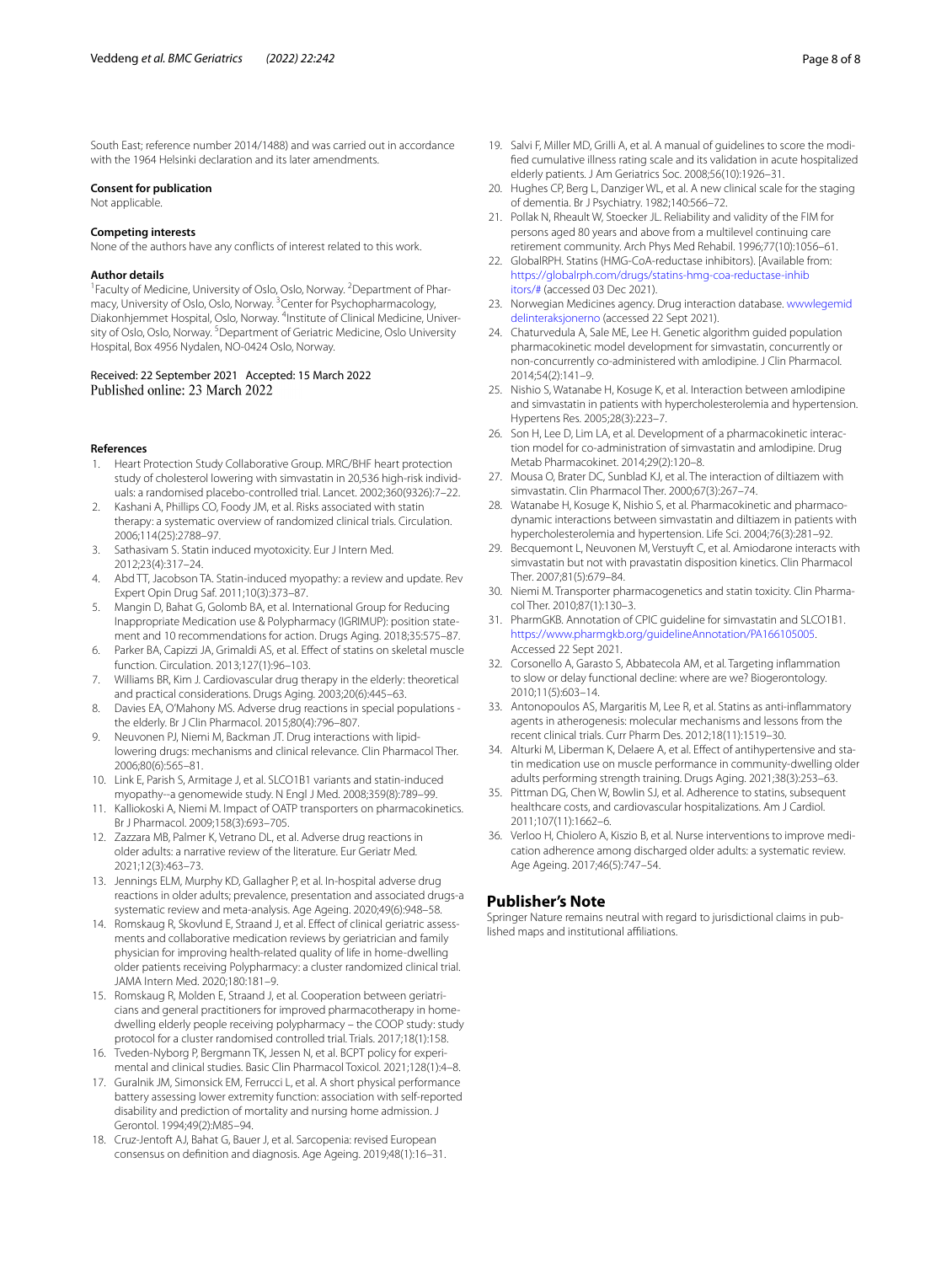South East; reference number 2014/1488) and was carried out in accordance with the 1964 Helsinki declaration and its later amendments.

**Consent for publication**

Not applicable.

**Competing interests**

None of the authors have any conflicts of interest related to this work.

**Author details**

[1]Faculty of Medicine, University of Oslo, Oslo, Norway. [2]Department of Pharmacy, University of Oslo, Oslo, Norway. [3]Center for Psychopharmacology, Diakonhjemmet Hospital, Oslo, Norway. [4]Institute of Clinical Medicine, University of Oslo, Oslo, Norway. [5]Department of Geriatric Medicine, Oslo University Hospital, Box 4956 Nydalen, NO-0424 Oslo, Norway.

Received: 22 September 2021 Accepted: 15 March 2022
Published online: 23 March 2022

**References**

1. Heart Protection Study Collaborative Group. MRC/BHF heart protection study of cholesterol lowering with simvastatin in 20,536 high-risk individuals: a randomised placebo-controlled trial. Lancet. 2002;360(9326):7–22.
2. Kashani A, Phillips CO, Foody JM, et al. Risks associated with statin therapy: a systematic overview of randomized clinical trials. Circulation. 2006;114(25):2788–97.
3. Sathasivam S. Statin induced myotoxicity. Eur J Intern Med. 2012;23(4):317–24.
4. Abd TT, Jacobson TA. Statin-induced myopathy: a review and update. Rev Expert Opin Drug Saf. 2011;10(3):373–87.
5. Mangin D, Bahat G, Golomb BA, et al. International Group for Reducing Inappropriate Medication use & Polypharmacy (IGRIMUP): position statement and 10 recommendations for action. Drugs Aging. 2018;35:575–87.
6. Parker BA, Capizzi JA, Grimaldi AS, et al. Effect of statins on skeletal muscle function. Circulation. 2013;127(1):96–103.
7. Williams BR, Kim J. Cardiovascular drug therapy in the elderly: theoretical and practical considerations. Drugs Aging. 2003;20(6):445–63.
8. Davies EA, O'Mahony MS. Adverse drug reactions in special populations - the elderly. Br J Clin Pharmacol. 2015;80(4):796–807.
9. Neuvonen PJ, Niemi M, Backman JT. Drug interactions with lipid-lowering drugs: mechanisms and clinical relevance. Clin Pharmacol Ther. 2006;80(6):565–81.
10. Link E, Parish S, Armitage J, et al. SLCO1B1 variants and statin-induced myopathy--a genomewide study. N Engl J Med. 2008;359(8):789–99.
11. Kalliokoski A, Niemi M. Impact of OATP transporters on pharmacokinetics. Br J Pharmacol. 2009;158(3):693–705.
12. Zazzara MB, Palmer K, Vetrano DL, et al. Adverse drug reactions in older adults: a narrative review of the literature. Eur Geriatr Med. 2021;12(3):463–73.
13. Jennings ELM, Murphy KD, Gallagher P, et al. In-hospital adverse drug reactions in older adults; prevalence, presentation and associated drugs-a systematic review and meta-analysis. Age Ageing. 2020;49(6):948–58.
14. Romskaug R, Skovlund E, Straand J, et al. Effect of clinical geriatric assessments and collaborative medication reviews by geriatrician and family physician for improving health-related quality of life in home-dwelling older patients receiving Polypharmacy: a cluster randomized clinical trial. JAMA Intern Med. 2020;180:181–9.
15. Romskaug R, Molden E, Straand J, et al. Cooperation between geriatricians and general practitioners for improved pharmacotherapy in home-dwelling elderly people receiving polypharmacy – the COOP study: study protocol for a cluster randomised controlled trial. Trials. 2017;18(1):158.
16. Tveden-Nyborg P, Bergmann TK, Jessen N, et al. BCPT policy for experimental and clinical studies. Basic Clin Pharmacol Toxicol. 2021;128(1):4–8.
17. Guralnik JM, Simonsick EM, Ferrucci L, et al. A short physical performance battery assessing lower extremity function: association with self-reported disability and prediction of mortality and nursing home admission. J Gerontol. 1994;49(2):M85–94.
18. Cruz-Jentoft AJ, Bahat G, Bauer J, et al. Sarcopenia: revised European consensus on definition and diagnosis. Age Ageing. 2019;48(1):16–31.
19. Salvi F, Miller MD, Grilli A, et al. A manual of guidelines to score the modified cumulative illness rating scale and its validation in acute hospitalized elderly patients. J Am Geriatrics Soc. 2008;56(10):1926–31.
20. Hughes CP, Berg L, Danziger WL, et al. A new clinical scale for the staging of dementia. Br J Psychiatry. 1982;140:566–72.
21. Pollak N, Rheault W, Stoecker JL. Reliability and validity of the FIM for persons aged 80 years and above from a multilevel continuing care retirement community. Arch Phys Med Rehabil. 1996;77(10):1056–61.
22. GlobalRPH. Statins (HMG-CoA-reductase inhibitors). [Available from: https://globalrph.com/drugs/statins-hmg-coa-reductase-inhibitors/# (accessed 03 Dec 2021).
23. Norwegian Medicines agency. Drug interaction database. wwwlegemiddelinteraksjonerno (accessed 22 Sept 2021).
24. Chaturvedula A, Sale ME, Lee H. Genetic algorithm guided population pharmacokinetic model development for simvastatin, concurrently or non-concurrently co-administered with amlodipine. J Clin Pharmacol. 2014;54(2):141–9.
25. Nishio S, Watanabe H, Kosuge K, et al. Interaction between amlodipine and simvastatin in patients with hypercholesterolemia and hypertension. Hypertens Res. 2005;28(3):223–7.
26. Son H, Lee D, Lim LA, et al. Development of a pharmacokinetic interaction model for co-administration of simvastatin and amlodipine. Drug Metab Pharmacokinet. 2014;29(2):120–8.
27. Mousa O, Brater DC, Sunblad KJ, et al. The interaction of diltiazem with simvastatin. Clin Pharmacol Ther. 2000;67(3):267–74.
28. Watanabe H, Kosuge K, Nishio S, et al. Pharmacokinetic and pharmacodynamic interactions between simvastatin and diltiazem in patients with hypercholesterolemia and hypertension. Life Sci. 2004;76(3):281–92.
29. Becquemont L, Neuvonen M, Verstuyft C, et al. Amiodarone interacts with simvastatin but not with pravastatin disposition kinetics. Clin Pharmacol Ther. 2007;81(5):679–84.
30. Niemi M. Transporter pharmacogenetics and statin toxicity. Clin Pharmacol Ther. 2010;87(1):130–3.
31. PharmGKB. Annotation of CPIC guideline for simvastatin and SLCO1B1. https://www.pharmgkb.org/guidelineAnnotation/PA166105005. Accessed 22 Sept 2021.
32. Corsonello A, Garasto S, Abbatecola AM, et al. Targeting inflammation to slow or delay functional decline: where are we? Biogerontology. 2010;11(5):603–14.
33. Antonopoulos AS, Margaritis M, Lee R, et al. Statins as anti-inflammatory agents in atherogenesis: molecular mechanisms and lessons from the recent clinical trials. Curr Pharm Des. 2012;18(11):1519–30.
34. Alturki M, Liberman K, Delaere A, et al. Effect of antihypertensive and statin medication use on muscle performance in community-dwelling older adults performing strength training. Drugs Aging. 2021;38(3):253–63.
35. Pittman DG, Chen W, Bowlin SJ, et al. Adherence to statins, subsequent healthcare costs, and cardiovascular hospitalizations. Am J Cardiol. 2011;107(11):1662–6.
36. Verloo H, Chiolero A, Kiszio B, et al. Nurse interventions to improve medication adherence among discharged older adults: a systematic review. Age Ageing. 2017;46(5):747–54.

## Publisher's Note

Springer Nature remains neutral with regard to jurisdictional claims in published maps and institutional affiliations.